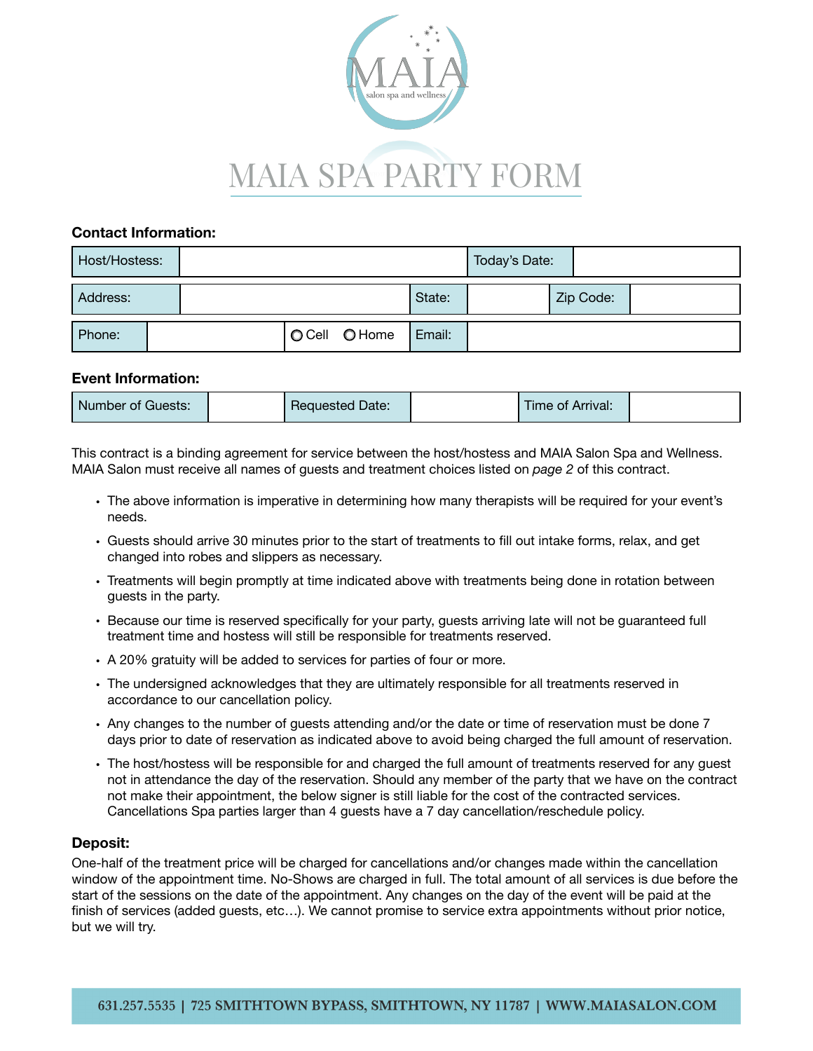# MAIA SPA PARTY FORM

**Contact Information:**

| Host/Hostess: | | Today's Date: | |
|---|---|---|---|

| Address: | | State: | | Zip Code: | |
|---|---|---|---|---|---|

| Phone: | | ○ Cell ○ Home | Email: | |
|---|---|---|---|---|

**Event Information:**

| Number of Guests: | | Requested Date: | | Time of Arrival: | |
|---|---|---|---|---|---|

This contract is a binding agreement for service between the host/hostess and MAIA Salon Spa and Wellness. MAIA Salon must receive all names of guests and treatment choices listed on *page 2* of this contract.

- The above information is imperative in determining how many therapists will be required for your event's needs.
- Guests should arrive 30 minutes prior to the start of treatments to fill out intake forms, relax, and get changed into robes and slippers as necessary.
- Treatments will begin promptly at time indicated above with treatments being done in rotation between guests in the party.
- Because our time is reserved specifically for your party, guests arriving late will not be guaranteed full treatment time and hostess will still be responsible for treatments reserved.
- A 20% gratuity will be added to services for parties of four or more.
- The undersigned acknowledges that they are ultimately responsible for all treatments reserved in accordance to our cancellation policy.
- Any changes to the number of guests attending and/or the date or time of reservation must be done 7 days prior to date of reservation as indicated above to avoid being charged the full amount of reservation.
- The host/hostess will be responsible for and charged the full amount of treatments reserved for any guest not in attendance the day of the reservation. Should any member of the party that we have on the contract not make their appointment, the below signer is still liable for the cost of the contracted services. Cancellations Spa parties larger than 4 guests have a 7 day cancellation/reschedule policy.

**Deposit:**

One-half of the treatment price will be charged for cancellations and/or changes made within the cancellation window of the appointment time. No-Shows are charged in full. The total amount of all services is due before the start of the sessions on the date of the appointment. Any changes on the day of the event will be paid at the finish of services (added guests, etc…). We cannot promise to service extra appointments without prior notice, but we will try.

631.257.5535 | 725 SMITHTOWN BYPASS, SMITHTOWN, NY 11787 | WWW.MAIASALON.COM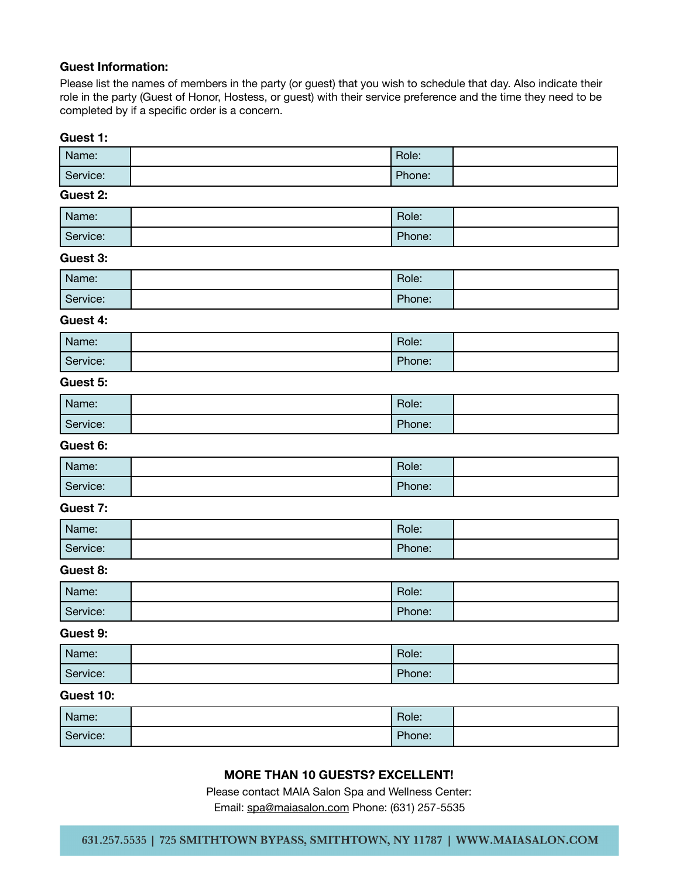**Guest Information:**

Please list the names of members in the party (or guest) that you wish to schedule that day. Also indicate their role in the party (Guest of Honor, Hostess, or guest) with their service preference and the time they need to be completed by if a specific order is a concern.

**Guest 1:**

| Name: | | Role: | |
|---|---|---|---|
| Service: | | Phone: | |

**Guest 2:**

| Name: | | Role: | |
|---|---|---|---|
| Service: | | Phone: | |

**Guest 3:**

| Name: | | Role: | |
|---|---|---|---|
| Service: | | Phone: | |

**Guest 4:**

| Name: | | Role: | |
|---|---|---|---|
| Service: | | Phone: | |

**Guest 5:**

| Name: | | Role: | |
|---|---|---|---|
| Service: | | Phone: | |

**Guest 6:**

| Name: | | Role: | |
|---|---|---|---|
| Service: | | Phone: | |

**Guest 7:**

| Name: | | Role: | |
|---|---|---|---|
| Service: | | Phone: | |

**Guest 8:**

| Name: | | Role: | |
|---|---|---|---|
| Service: | | Phone: | |

**Guest 9:**

| Name: | | Role: | |
|---|---|---|---|
| Service: | | Phone: | |

**Guest 10:**

| Name: | | Role: | |
|---|---|---|---|
| Service: | | Phone: | |

**MORE THAN 10 GUESTS? EXCELLENT!**

Please contact MAIA Salon Spa and Wellness Center:

Email: spa@maiasalon.com Phone: (631) 257-5535

631.257.5535 | 725 SMITHTOWN BYPASS, SMITHTOWN, NY 11787 | WWW.MAIASALON.COM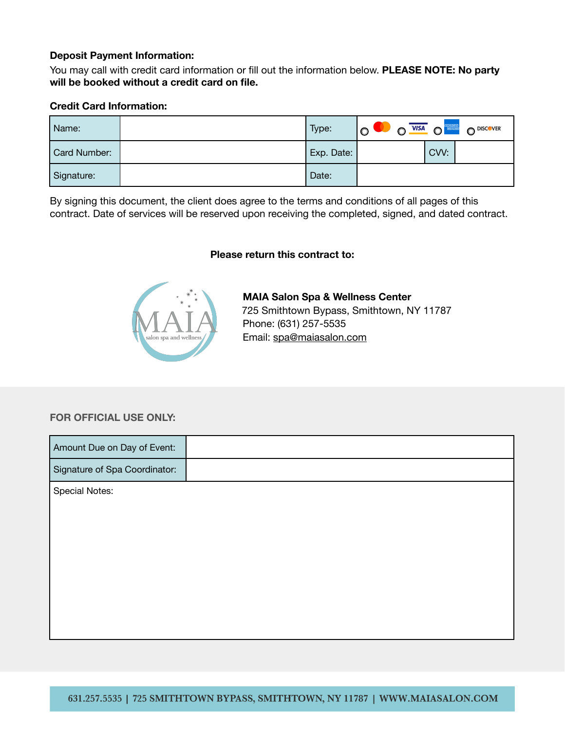**Deposit Payment Information:**

You may call with credit card information or fill out the information below. **PLEASE NOTE: No party will be booked without a credit card on file.**

**Credit Card Information:**

| | | | | | |
|---|---|---|---|---|---|
| Name: | | Type: | ○ Mastercard ○ VISA ○ American Express ○ DISCOVER | | |
| Card Number: | | Exp. Date: | | CVV: | |
| Signature: | | Date: | | | |

By signing this document, the client does agree to the terms and conditions of all pages of this contract. Date of services will be reserved upon receiving the completed, signed, and dated contract.

**Please return this contract to:**

MAIA salon spa and wellness

**MAIA Salon Spa & Wellness Center**
725 Smithtown Bypass, Smithtown, NY 11787
Phone: (631) 257-5535
Email: spa@maiasalon.com

**FOR OFFICIAL USE ONLY:**

| | |
|---|---|
| Amount Due on Day of Event: | |
| Signature of Spa Coordinator: | |
| Special Notes: | |

631.257.5535 | 725 SMITHTOWN BYPASS, SMITHTOWN, NY 11787 | WWW.MAIASALON.COM